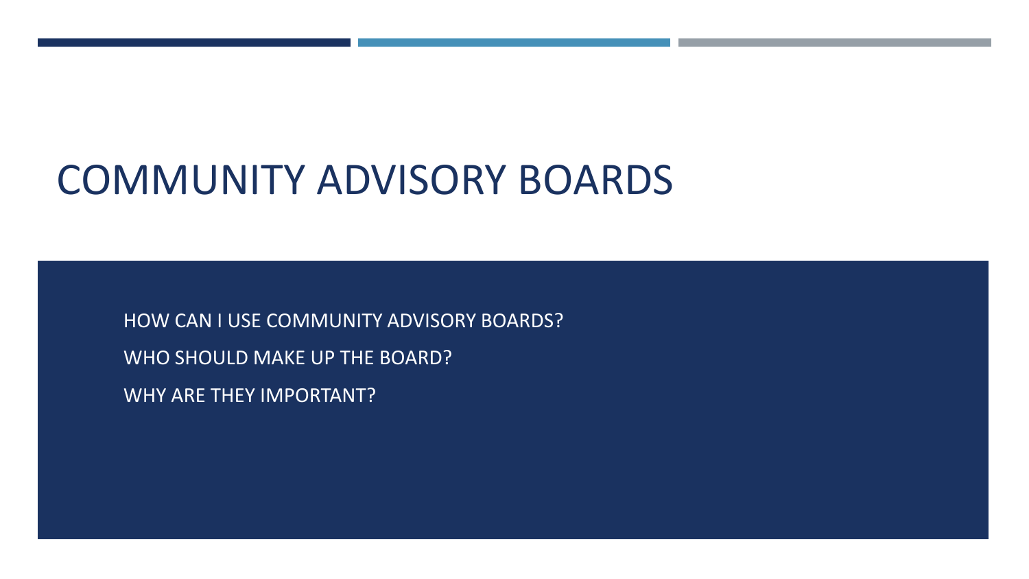# COMMUNITY ADVISORY BOARDS

HOW CAN I USE COMMUNITY ADVISORY BOARDS?

WHO SHOULD MAKE UP THE BOARD?

WHY ARE THEY IMPORTANT?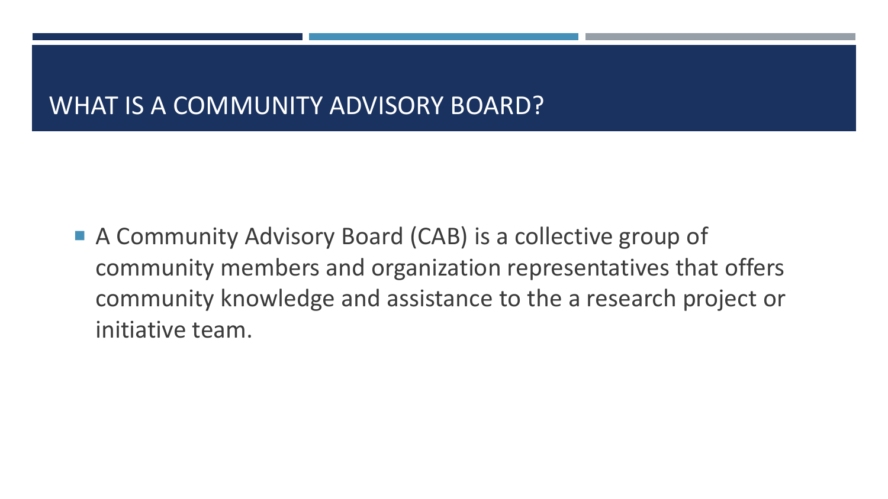# WHAT IS A COMMUNITY ADVISORY BOARD?

- A Community Advisory Board (CAB) is a collective group of community members and organization representatives that offers community knowledge and assistance to the a research project or initiative team.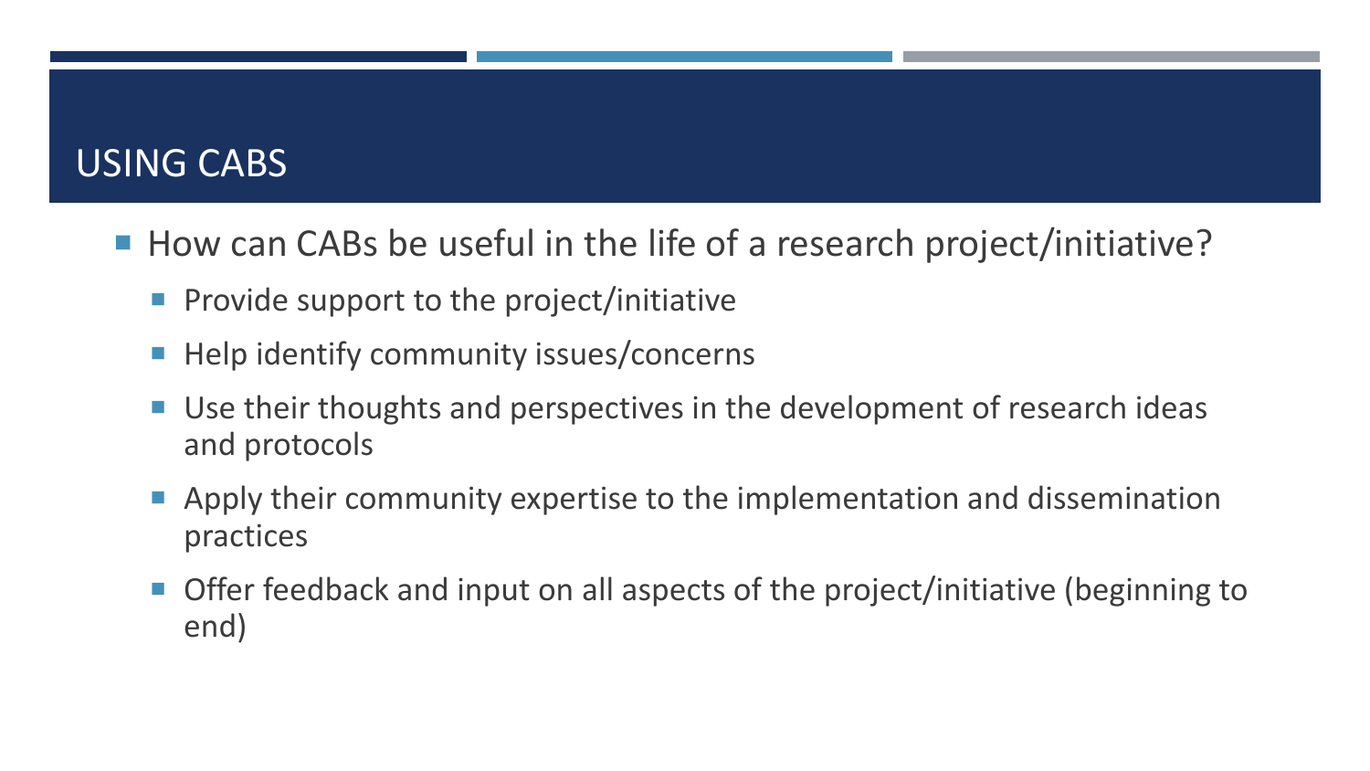# USING CABS

- How can CABs be useful in the life of a research project/initiative?
  - Provide support to the project/initiative
  - Help identify community issues/concerns
  - Use their thoughts and perspectives in the development of research ideas and protocols
  - Apply their community expertise to the implementation and dissemination practices
  - Offer feedback and input on all aspects of the project/initiative (beginning to end)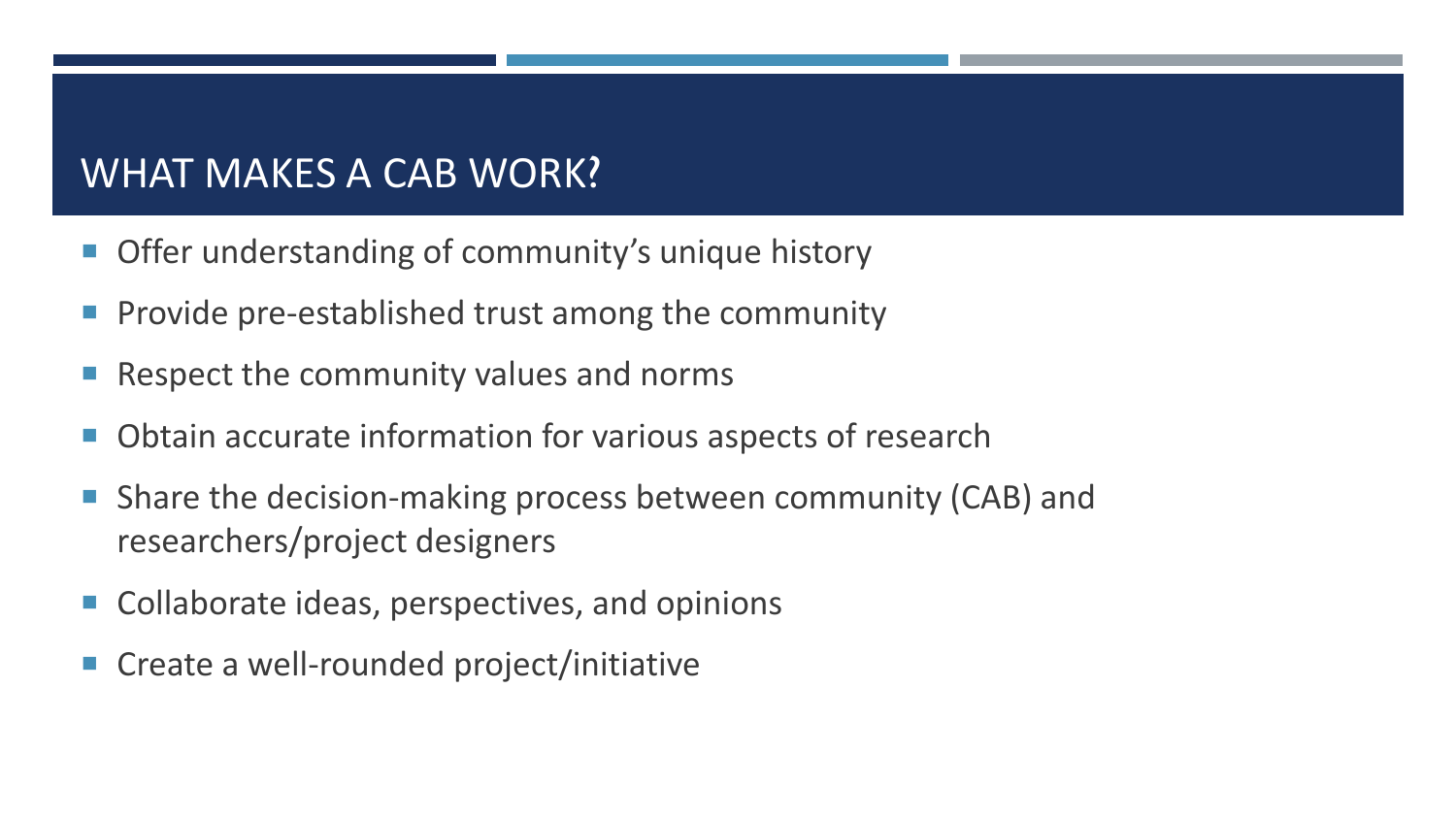# WHAT MAKES A CAB WORK?

- Offer understanding of community's unique history
- Provide pre-established trust among the community
- Respect the community values and norms
- Obtain accurate information for various aspects of research
- Share the decision-making process between community (CAB) and researchers/project designers
- Collaborate ideas, perspectives, and opinions
- Create a well-rounded project/initiative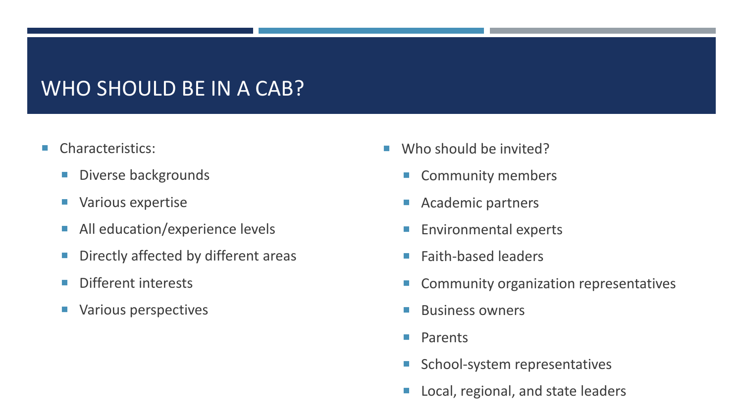# WHO SHOULD BE IN A CAB?

- Characteristics:
  - Diverse backgrounds
  - Various expertise
  - All education/experience levels
  - Directly affected by different areas
  - Different interests
  - Various perspectives

- Who should be invited?
  - Community members
  - Academic partners
  - Environmental experts
  - Faith-based leaders
  - Community organization representatives
  - Business owners
  - Parents
  - School-system representatives
  - Local, regional, and state leaders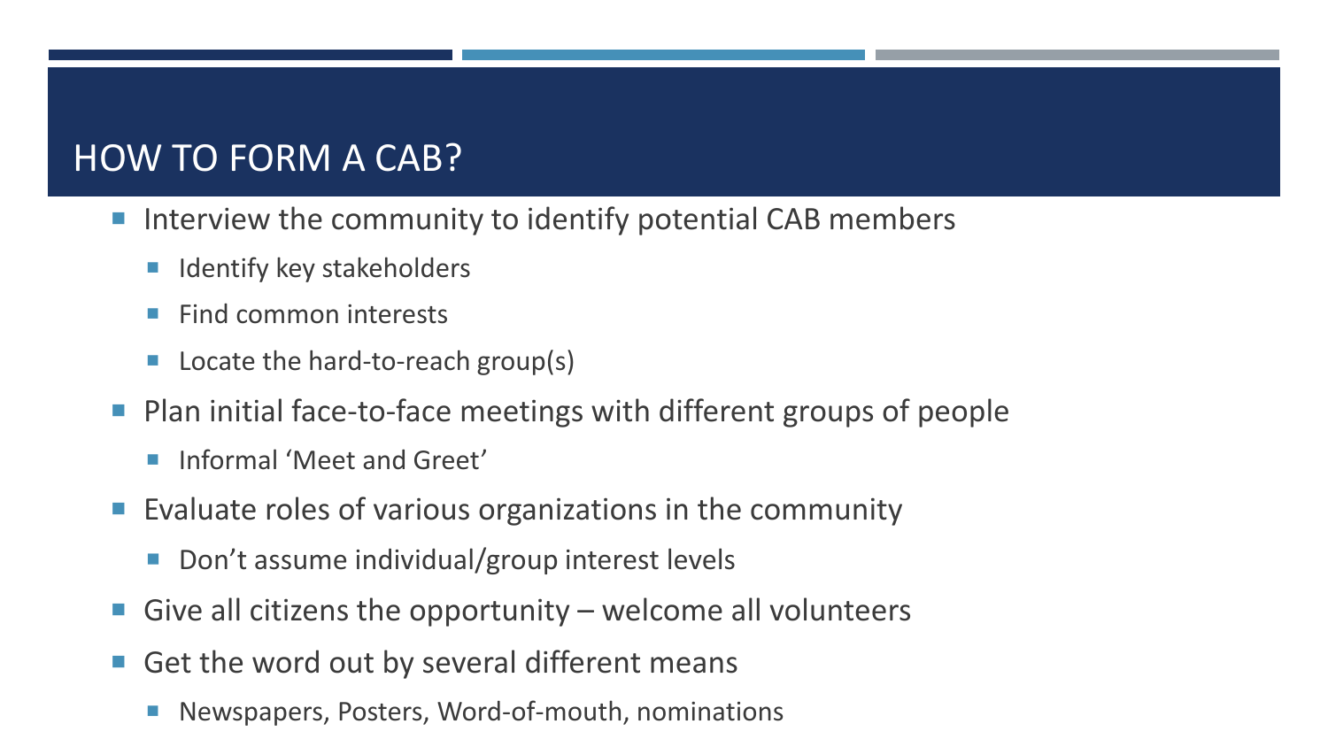# HOW TO FORM A CAB?

- Interview the community to identify potential CAB members
  - Identify key stakeholders
  - Find common interests
  - Locate the hard-to-reach group(s)
- Plan initial face-to-face meetings with different groups of people
  - Informal 'Meet and Greet'
- Evaluate roles of various organizations in the community
  - Don't assume individual/group interest levels
- Give all citizens the opportunity – welcome all volunteers
- Get the word out by several different means
  - Newspapers, Posters, Word-of-mouth, nominations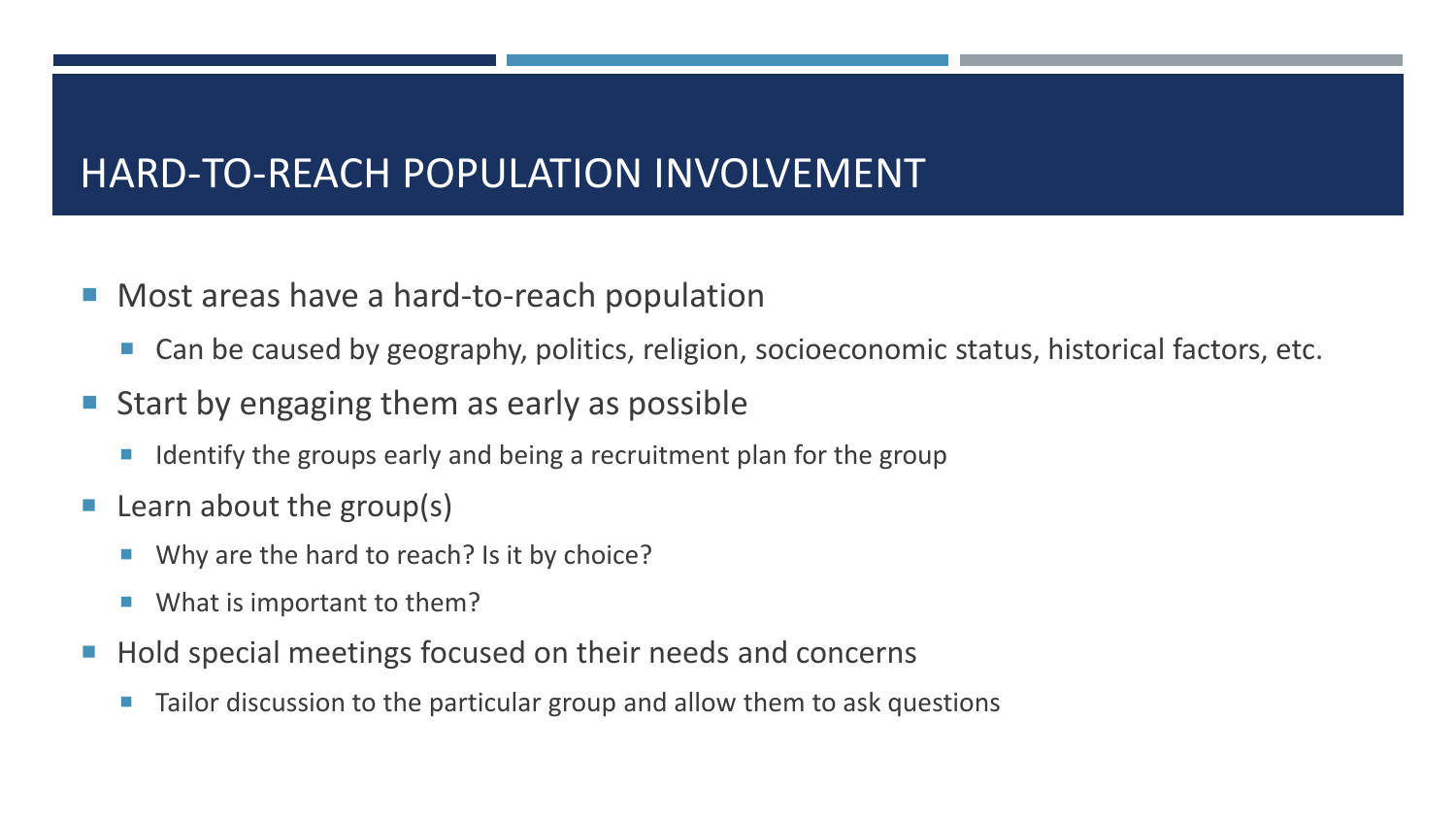# HARD-TO-REACH POPULATION INVOLVEMENT

- Most areas have a hard-to-reach population
  - Can be caused by geography, politics, religion, socioeconomic status, historical factors, etc.
- Start by engaging them as early as possible
  - Identify the groups early and being a recruitment plan for the group
- Learn about the group(s)
  - Why are the hard to reach? Is it by choice?
  - What is important to them?
- Hold special meetings focused on their needs and concerns
  - Tailor discussion to the particular group and allow them to ask questions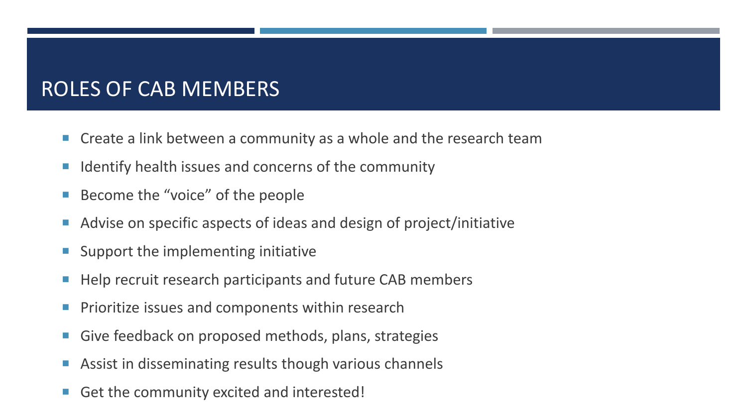# ROLES OF CAB MEMBERS

- Create a link between a community as a whole and the research team
- Identify health issues and concerns of the community
- Become the “voice” of the people
- Advise on specific aspects of ideas and design of project/initiative
- Support the implementing initiative
- Help recruit research participants and future CAB members
- Prioritize issues and components within research
- Give feedback on proposed methods, plans, strategies
- Assist in disseminating results though various channels
- Get the community excited and interested!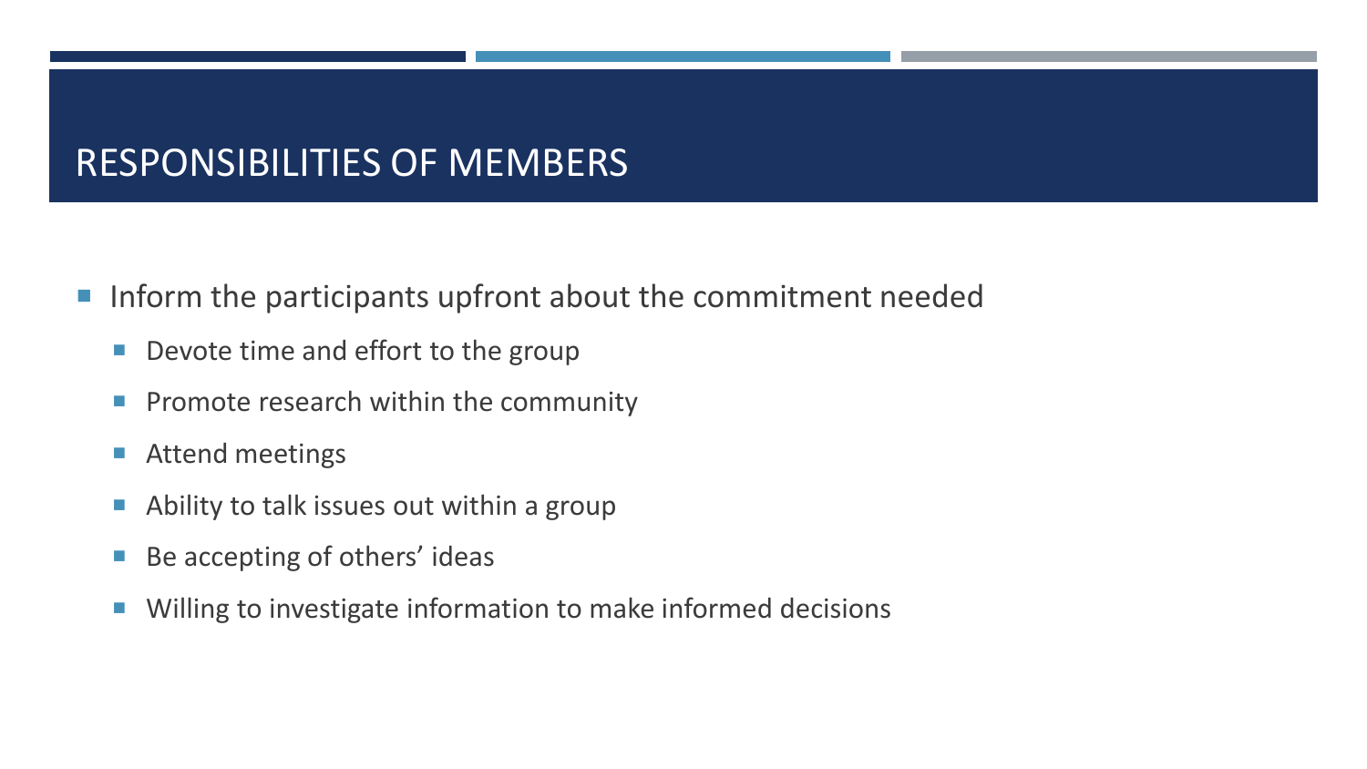# RESPONSIBILITIES OF MEMBERS

- Inform the participants upfront about the commitment needed
  - Devote time and effort to the group
  - Promote research within the community
  - Attend meetings
  - Ability to talk issues out within a group
  - Be accepting of others' ideas
  - Willing to investigate information to make informed decisions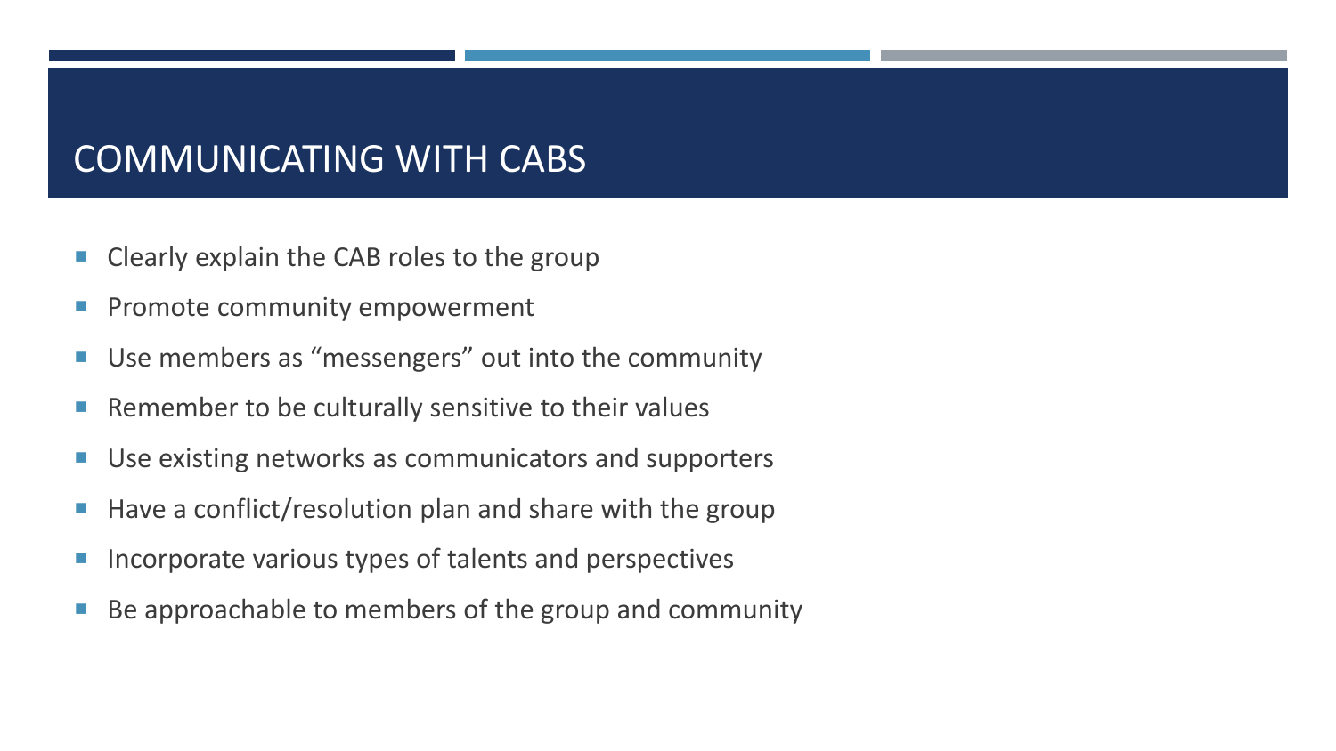# COMMUNICATING WITH CABS

- Clearly explain the CAB roles to the group
- Promote community empowerment
- Use members as "messengers" out into the community
- Remember to be culturally sensitive to their values
- Use existing networks as communicators and supporters
- Have a conflict/resolution plan and share with the group
- Incorporate various types of talents and perspectives
- Be approachable to members of the group and community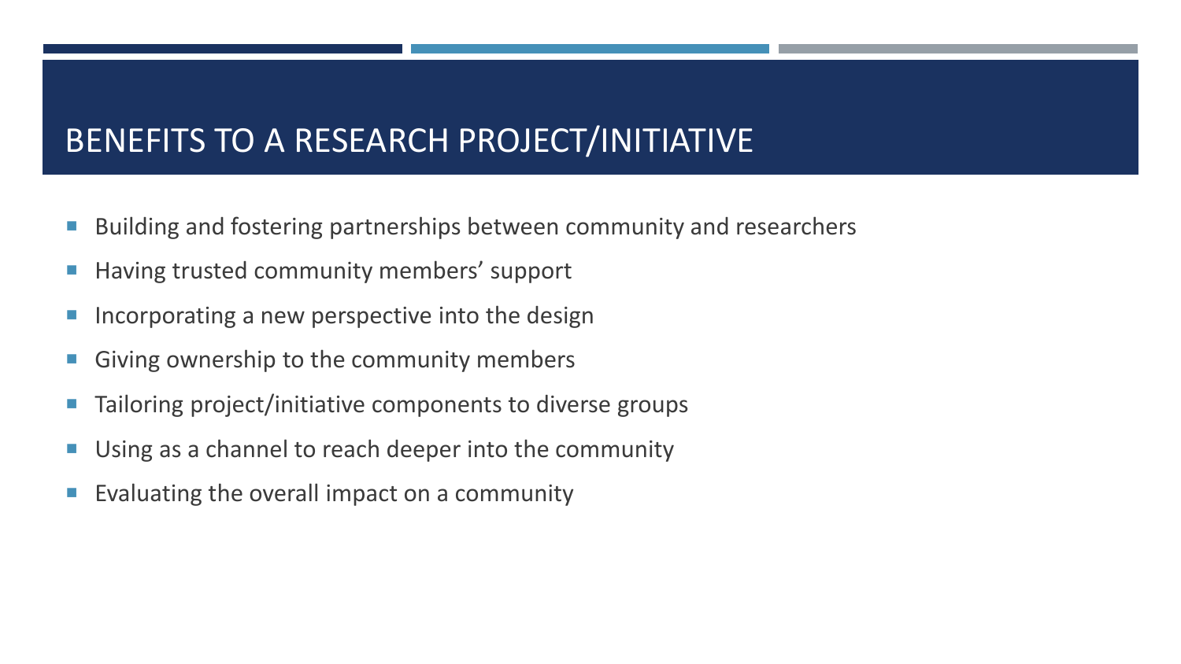# BENEFITS TO A RESEARCH PROJECT/INITIATIVE

- Building and fostering partnerships between community and researchers
- Having trusted community members' support
- Incorporating a new perspective into the design
- Giving ownership to the community members
- Tailoring project/initiative components to diverse groups
- Using as a channel to reach deeper into the community
- Evaluating the overall impact on a community